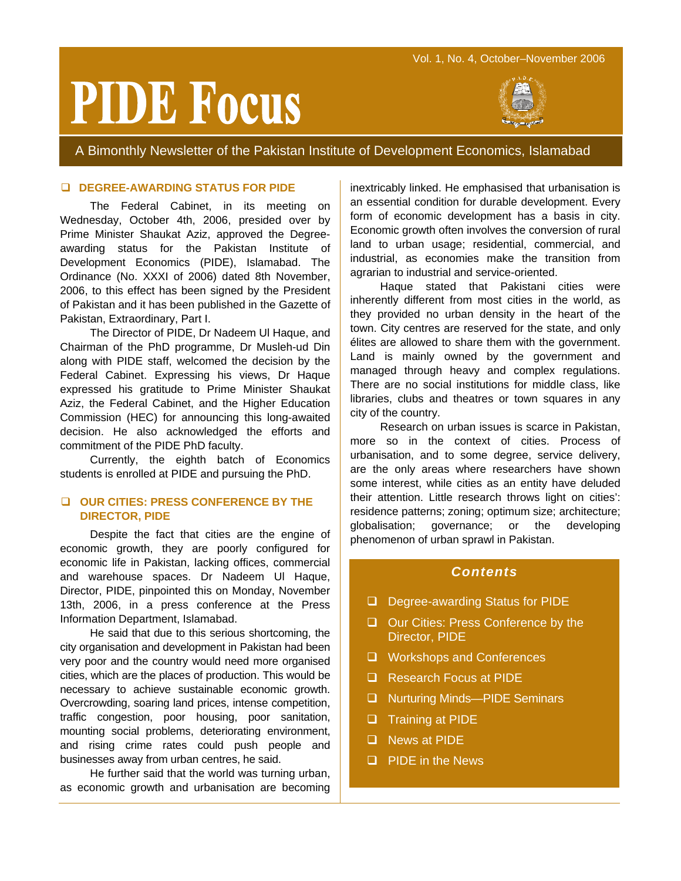# PIDE Focus

Vol. 1, No. 4, October–November 2006

A Bimonthly Newsletter of the Pakistan Institute of Development Economics, Islamabad

## DEGREE-AWARDING STATUS FOR PIDE

The Federal Cabinet, in its meeting on Wednesday, October 4th, 2006, presided over by Prime Minister Shaukat Aziz, approved the Degree-awarding status for the Pakistan Institute of Development Economics (PIDE), Islamabad. The Ordinance (No. XXXI of 2006) dated 8th November, 2006, to this effect has been signed by the President of Pakistan and it has been published in the Gazette of Pakistan, Extraordinary, Part I.

The Director of PIDE, Dr Nadeem Ul Haque, and Chairman of the PhD programme, Dr Musleh-ud Din along with PIDE staff, welcomed the decision by the Federal Cabinet. Expressing his views, Dr Haque expressed his gratitude to Prime Minister Shaukat Aziz, the Federal Cabinet, and the Higher Education Commission (HEC) for announcing this long-awaited decision. He also acknowledged the efforts and commitment of the PIDE PhD faculty.

Currently, the eighth batch of Economics students is enrolled at PIDE and pursuing the PhD.

## OUR CITIES: PRESS CONFERENCE BY THE DIRECTOR, PIDE

Despite the fact that cities are the engine of economic growth, they are poorly configured for economic life in Pakistan, lacking offices, commercial and warehouse spaces. Dr Nadeem Ul Haque, Director, PIDE, pinpointed this on Monday, November 13th, 2006, in a press conference at the Press Information Department, Islamabad.

He said that due to this serious shortcoming, the city organisation and development in Pakistan had been very poor and the country would need more organised cities, which are the places of production. This would be necessary to achieve sustainable economic growth. Overcrowding, soaring land prices, intense competition, traffic congestion, poor housing, poor sanitation, mounting social problems, deteriorating environment, and rising crime rates could push people and businesses away from urban centres, he said.

He further said that the world was turning urban, as economic growth and urbanisation are becoming inextricably linked. He emphasised that urbanisation is an essential condition for durable development. Every form of economic development has a basis in city. Economic growth often involves the conversion of rural land to urban usage; residential, commercial, and industrial, as economies make the transition from agrarian to industrial and service-oriented.

Haque stated that Pakistani cities were inherently different from most cities in the world, as they provided no urban density in the heart of the town. City centres are reserved for the state, and only élites are allowed to share them with the government. Land is mainly owned by the government and managed through heavy and complex regulations. There are no social institutions for middle class, like libraries, clubs and theatres or town squares in any city of the country.

Research on urban issues is scarce in Pakistan, more so in the context of cities. Process of urbanisation, and to some degree, service delivery, are the only areas where researchers have shown some interest, while cities as an entity have deluded their attention. Little research throws light on cities': residence patterns; zoning; optimum size; architecture; globalisation; governance; or the developing phenomenon of urban sprawl in Pakistan.

### Contents

- Degree-awarding Status for PIDE
- Our Cities: Press Conference by the Director, PIDE
- Workshops and Conferences
- Research Focus at PIDE
- Nurturing Minds—PIDE Seminars
- Training at PIDE
- News at PIDE
- PIDE in the News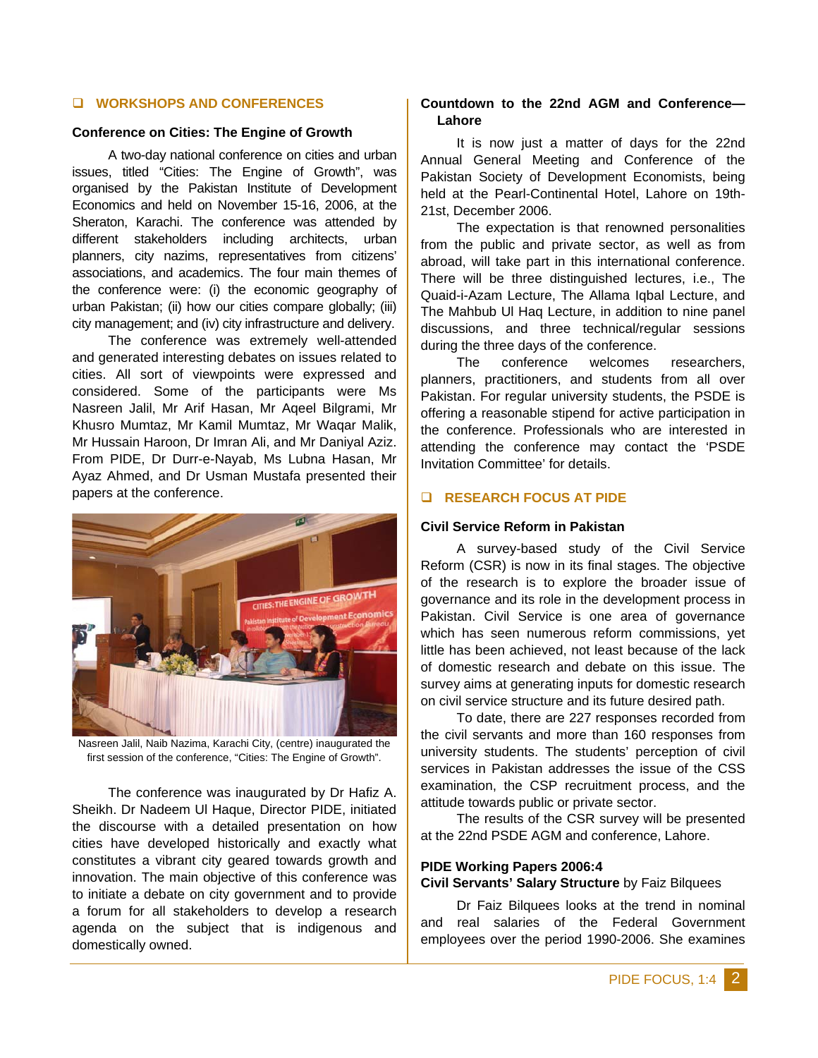## WORKSHOPS AND CONFERENCES

### Conference on Cities: The Engine of Growth

A two-day national conference on cities and urban issues, titled “Cities: The Engine of Growth”, was organised by the Pakistan Institute of Development Economics and held on November 15-16, 2006, at the Sheraton, Karachi. The conference was attended by different stakeholders including architects, urban planners, city nazims, representatives from citizens' associations, and academics. The four main themes of the conference were: (i) the economic geography of urban Pakistan; (ii) how our cities compare globally; (iii) city management; and (iv) city infrastructure and delivery.

The conference was extremely well-attended and generated interesting debates on issues related to cities. All sort of viewpoints were expressed and considered. Some of the participants were Ms Nasreen Jalil, Mr Arif Hasan, Mr Aqeel Bilgrami, Mr Khusro Mumtaz, Mr Kamil Mumtaz, Mr Waqar Malik, Mr Hussain Haroon, Dr Imran Ali, and Mr Daniyal Aziz. From PIDE, Dr Durr-e-Nayab, Ms Lubna Hasan, Mr Ayaz Ahmed, and Dr Usman Mustafa presented their papers at the conference.

Nasreen Jalil, Naib Nazima, Karachi City, (centre) inaugurated the first session of the conference, “Cities: The Engine of Growth”.

The conference was inaugurated by Dr Hafiz A. Sheikh. Dr Nadeem Ul Haque, Director PIDE, initiated the discourse with a detailed presentation on how cities have developed historically and exactly what constitutes a vibrant city geared towards growth and innovation. The main objective of this conference was to initiate a debate on city government and to provide a forum for all stakeholders to develop a research agenda on the subject that is indigenous and domestically owned.

### Countdown to the 22nd AGM and Conference—Lahore

It is now just a matter of days for the 22nd Annual General Meeting and Conference of the Pakistan Society of Development Economists, being held at the Pearl-Continental Hotel, Lahore on 19th-21st, December 2006.

The expectation is that renowned personalities from the public and private sector, as well as from abroad, will take part in this international conference. There will be three distinguished lectures, i.e., The Quaid-i-Azam Lecture, The Allama Iqbal Lecture, and The Mahbub Ul Haq Lecture, in addition to nine panel discussions, and three technical/regular sessions during the three days of the conference.

The conference welcomes researchers, planners, practitioners, and students from all over Pakistan. For regular university students, the PSDE is offering a reasonable stipend for active participation in the conference. Professionals who are interested in attending the conference may contact the ‘PSDE Invitation Committee’ for details.

## RESEARCH FOCUS AT PIDE

### Civil Service Reform in Pakistan

A survey-based study of the Civil Service Reform (CSR) is now in its final stages. The objective of the research is to explore the broader issue of governance and its role in the development process in Pakistan. Civil Service is one area of governance which has seen numerous reform commissions, yet little has been achieved, not least because of the lack of domestic research and debate on this issue. The survey aims at generating inputs for domestic research on civil service structure and its future desired path.

To date, there are 227 responses recorded from the civil servants and more than 160 responses from university students. The students' perception of civil services in Pakistan addresses the issue of the CSS examination, the CSP recruitment process, and the attitude towards public or private sector.

The results of the CSR survey will be presented at the 22nd PSDE AGM and conference, Lahore.

### PIDE Working Papers 2006:4

**Civil Servants' Salary Structure** by Faiz Bilquees

Dr Faiz Bilquees looks at the trend in nominal and real salaries of the Federal Government employees over the period 1990-2006. She examines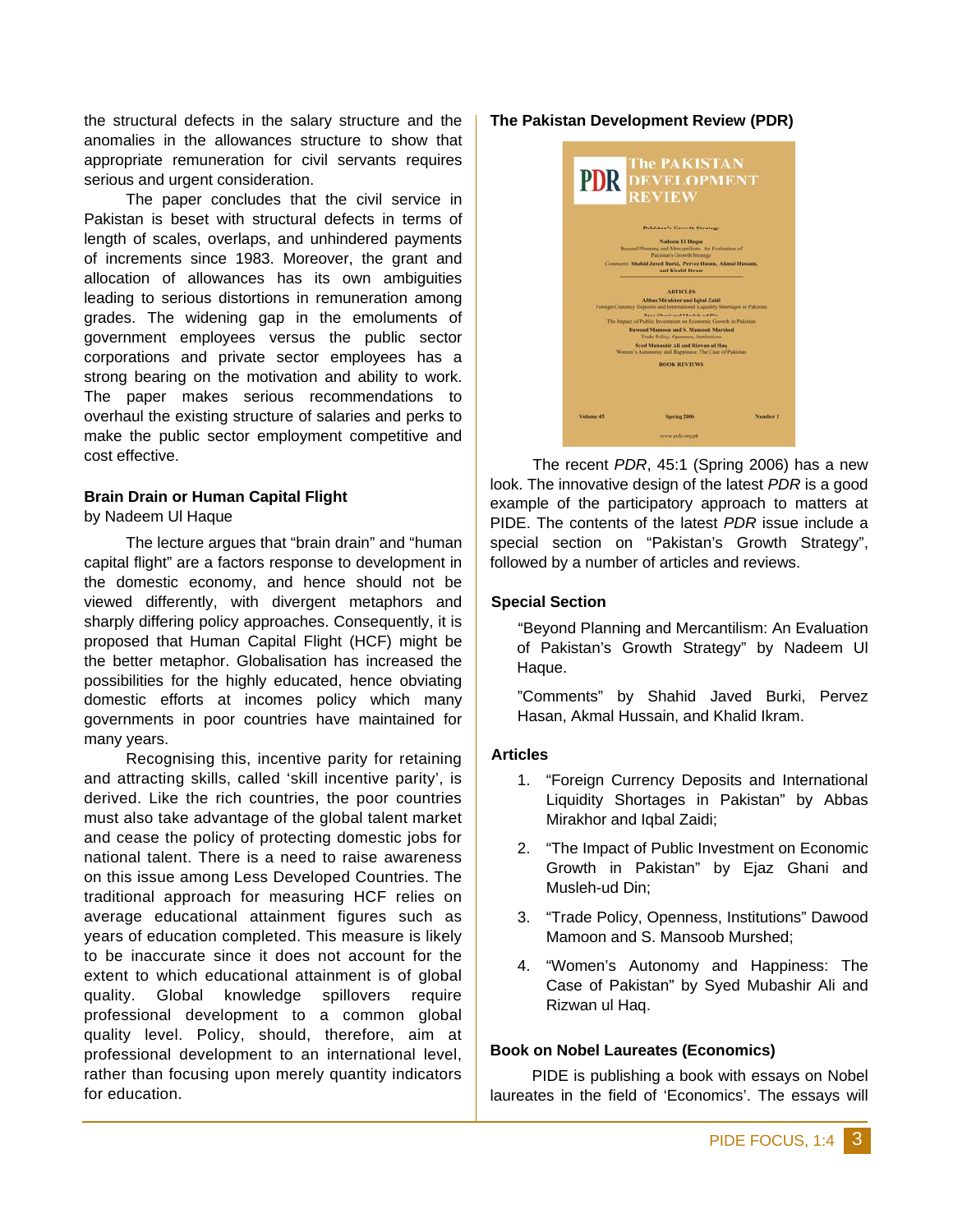the structural defects in the salary structure and the anomalies in the allowances structure to show that appropriate remuneration for civil servants requires serious and urgent consideration.

The paper concludes that the civil service in Pakistan is beset with structural defects in terms of length of scales, overlaps, and unhindered payments of increments since 1983. Moreover, the grant and allocation of allowances has its own ambiguities leading to serious distortions in remuneration among grades. The widening gap in the emoluments of government employees versus the public sector corporations and private sector employees has a strong bearing on the motivation and ability to work. The paper makes serious recommendations to overhaul the existing structure of salaries and perks to make the public sector employment competitive and cost effective.

### Brain Drain or Human Capital Flight

by Nadeem Ul Haque

The lecture argues that "brain drain" and "human capital flight" are a factors response to development in the domestic economy, and hence should not be viewed differently, with divergent metaphors and sharply differing policy approaches. Consequently, it is proposed that Human Capital Flight (HCF) might be the better metaphor. Globalisation has increased the possibilities for the highly educated, hence obviating domestic efforts at incomes policy which many governments in poor countries have maintained for many years.

Recognising this, incentive parity for retaining and attracting skills, called 'skill incentive parity', is derived. Like the rich countries, the poor countries must also take advantage of the global talent market and cease the policy of protecting domestic jobs for national talent. There is a need to raise awareness on this issue among Less Developed Countries. The traditional approach for measuring HCF relies on average educational attainment figures such as years of education completed. This measure is likely to be inaccurate since it does not account for the extent to which educational attainment is of global quality. Global knowledge spillovers require professional development to a common global quality level. Policy, should, therefore, aim at professional development to an international level, rather than focusing upon merely quantity indicators for education.

### The Pakistan Development Review (PDR)

The recent *PDR*, 45:1 (Spring 2006) has a new look. The innovative design of the latest *PDR* is a good example of the participatory approach to matters at PIDE. The contents of the latest *PDR* issue include a special section on "Pakistan's Growth Strategy", followed by a number of articles and reviews.

### Special Section

"Beyond Planning and Mercantilism: An Evaluation of Pakistan's Growth Strategy" by Nadeem Ul Haque.

"Comments" by Shahid Javed Burki, Pervez Hasan, Akmal Hussain, and Khalid Ikram.

### Articles

1. "Foreign Currency Deposits and International Liquidity Shortages in Pakistan" by Abbas Mirakhor and Iqbal Zaidi;
2. "The Impact of Public Investment on Economic Growth in Pakistan" by Ejaz Ghani and Musleh-ud Din;
3. "Trade Policy, Openness, Institutions" Dawood Mamoon and S. Mansoob Murshed;
4. "Women's Autonomy and Happiness: The Case of Pakistan" by Syed Mubashir Ali and Rizwan ul Haq.

### Book on Nobel Laureates (Economics)

PIDE is publishing a book with essays on Nobel laureates in the field of 'Economics'. The essays will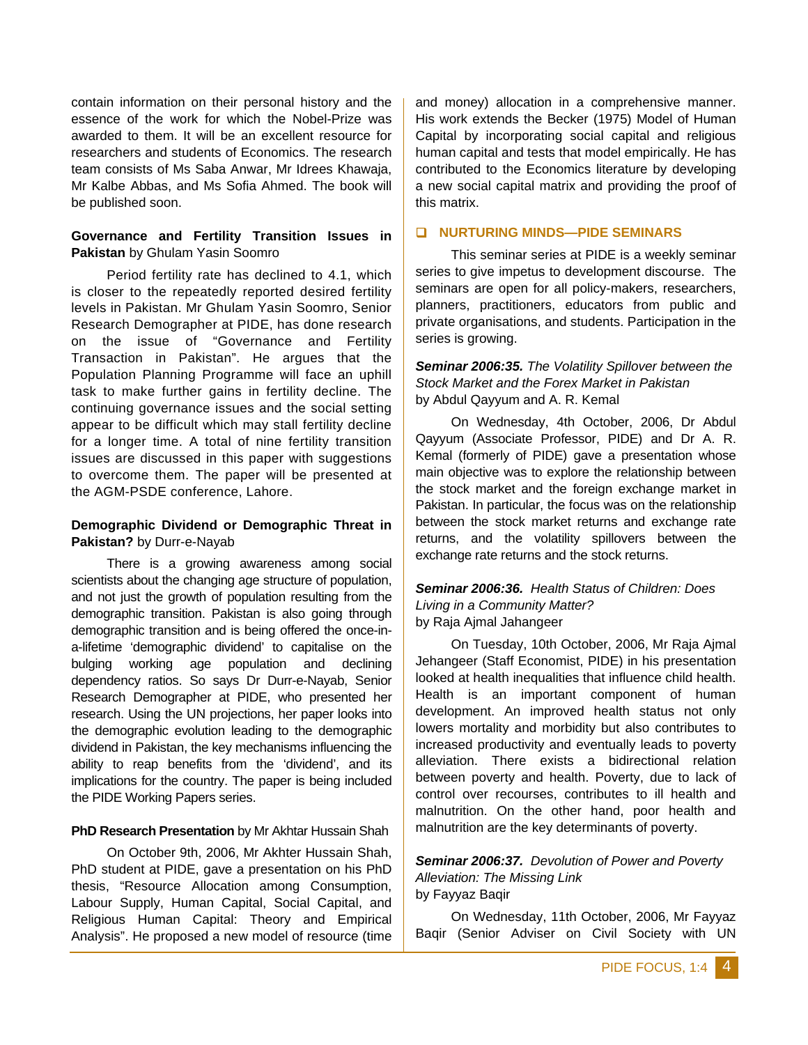contain information on their personal history and the essence of the work for which the Nobel-Prize was awarded to them. It will be an excellent resource for researchers and students of Economics. The research team consists of Ms Saba Anwar, Mr Idrees Khawaja, Mr Kalbe Abbas, and Ms Sofia Ahmed. The book will be published soon.

**Governance and Fertility Transition Issues in Pakistan** by Ghulam Yasin Soomro

Period fertility rate has declined to 4.1, which is closer to the repeatedly reported desired fertility levels in Pakistan. Mr Ghulam Yasin Soomro, Senior Research Demographer at PIDE, has done research on the issue of "Governance and Fertility Transaction in Pakistan". He argues that the Population Planning Programme will face an uphill task to make further gains in fertility decline. The continuing governance issues and the social setting appear to be difficult which may stall fertility decline for a longer time. A total of nine fertility transition issues are discussed in this paper with suggestions to overcome them. The paper will be presented at the AGM-PSDE conference, Lahore.

**Demographic Dividend or Demographic Threat in Pakistan?** by Durr-e-Nayab

There is a growing awareness among social scientists about the changing age structure of population, and not just the growth of population resulting from the demographic transition. Pakistan is also going through demographic transition and is being offered the once-in-a-lifetime 'demographic dividend' to capitalise on the bulging working age population and declining dependency ratios. So says Dr Durr-e-Nayab, Senior Research Demographer at PIDE, who presented her research. Using the UN projections, her paper looks into the demographic evolution leading to the demographic dividend in Pakistan, the key mechanisms influencing the ability to reap benefits from the 'dividend', and its implications for the country. The paper is being included the PIDE Working Papers series.

**PhD Research Presentation** by Mr Akhtar Hussain Shah

On October 9th, 2006, Mr Akhter Hussain Shah, PhD student at PIDE, gave a presentation on his PhD thesis, "Resource Allocation among Consumption, Labour Supply, Human Capital, Social Capital, and Religious Human Capital: Theory and Empirical Analysis". He proposed a new model of resource (time and money) allocation in a comprehensive manner. His work extends the Becker (1975) Model of Human Capital by incorporating social capital and religious human capital and tests that model empirically. He has contributed to the Economics literature by developing a new social capital matrix and providing the proof of this matrix.

## NURTURING MINDS—PIDE SEMINARS

This seminar series at PIDE is a weekly seminar series to give impetus to development discourse. The seminars are open for all policy-makers, researchers, planners, practitioners, educators from public and private organisations, and students. Participation in the series is growing.

***Seminar 2006:35.*** *The Volatility Spillover between the Stock Market and the Forex Market in Pakistan*
by Abdul Qayyum and A. R. Kemal

On Wednesday, 4th October, 2006, Dr Abdul Qayyum (Associate Professor, PIDE) and Dr A. R. Kemal (formerly of PIDE) gave a presentation whose main objective was to explore the relationship between the stock market and the foreign exchange market in Pakistan. In particular, the focus was on the relationship between the stock market returns and exchange rate returns, and the volatility spillovers between the exchange rate returns and the stock returns.

***Seminar 2006:36.*** *Health Status of Children: Does Living in a Community Matter?*
by Raja Ajmal Jahangeer

On Tuesday, 10th October, 2006, Mr Raja Ajmal Jehangeer (Staff Economist, PIDE) in his presentation looked at health inequalities that influence child health. Health is an important component of human development. An improved health status not only lowers mortality and morbidity but also contributes to increased productivity and eventually leads to poverty alleviation. There exists a bidirectional relation between poverty and health. Poverty, due to lack of control over recourses, contributes to ill health and malnutrition. On the other hand, poor health and malnutrition are the key determinants of poverty.

***Seminar 2006:37.*** *Devolution of Power and Poverty Alleviation: The Missing Link*
by Fayyaz Baqir

On Wednesday, 11th October, 2006, Mr Fayyaz Baqir (Senior Adviser on Civil Society with UN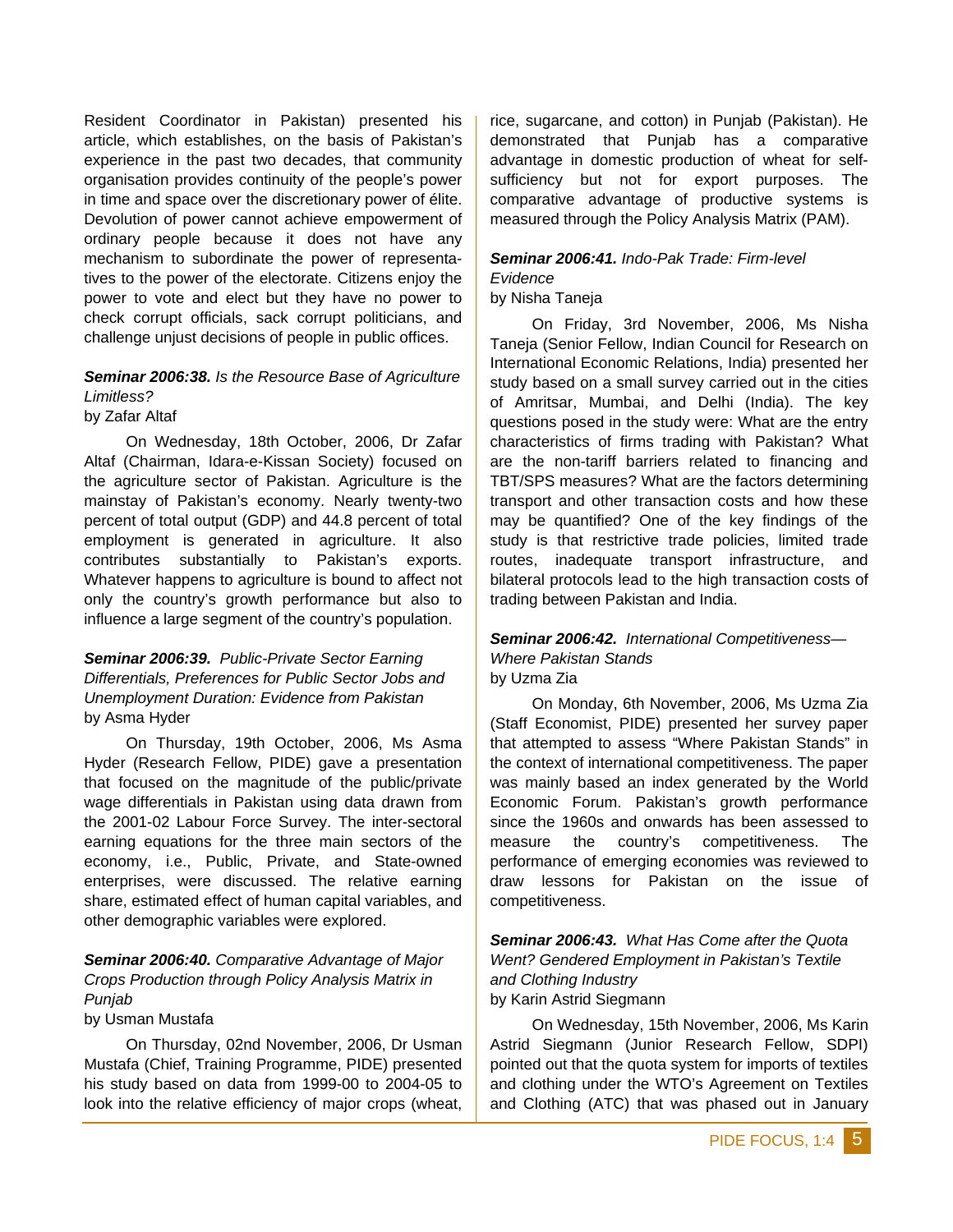Resident Coordinator in Pakistan) presented his article, which establishes, on the basis of Pakistan's experience in the past two decades, that community organisation provides continuity of the people's power in time and space over the discretionary power of élite. Devolution of power cannot achieve empowerment of ordinary people because it does not have any mechanism to subordinate the power of representatives to the power of the electorate. Citizens enjoy the power to vote and elect but they have no power to check corrupt officials, sack corrupt politicians, and challenge unjust decisions of people in public offices.

***Seminar 2006:38.*** *Is the Resource Base of Agriculture Limitless?*
by Zafar Altaf

On Wednesday, 18th October, 2006, Dr Zafar Altaf (Chairman, Idara-e-Kissan Society) focused on the agriculture sector of Pakistan. Agriculture is the mainstay of Pakistan's economy. Nearly twenty-two percent of total output (GDP) and 44.8 percent of total employment is generated in agriculture. It also contributes substantially to Pakistan's exports. Whatever happens to agriculture is bound to affect not only the country's growth performance but also to influence a large segment of the country's population.

***Seminar 2006:39.*** *Public-Private Sector Earning Differentials, Preferences for Public Sector Jobs and Unemployment Duration: Evidence from Pakistan*
by Asma Hyder

On Thursday, 19th October, 2006, Ms Asma Hyder (Research Fellow, PIDE) gave a presentation that focused on the magnitude of the public/private wage differentials in Pakistan using data drawn from the 2001-02 Labour Force Survey. The inter-sectoral earning equations for the three main sectors of the economy, i.e., Public, Private, and State-owned enterprises, were discussed. The relative earning share, estimated effect of human capital variables, and other demographic variables were explored.

***Seminar 2006:40.*** *Comparative Advantage of Major Crops Production through Policy Analysis Matrix in Punjab*
by Usman Mustafa

On Thursday, 02nd November, 2006, Dr Usman Mustafa (Chief, Training Programme, PIDE) presented his study based on data from 1999-00 to 2004-05 to look into the relative efficiency of major crops (wheat, rice, sugarcane, and cotton) in Punjab (Pakistan). He demonstrated that Punjab has a comparative advantage in domestic production of wheat for self-sufficiency but not for export purposes. The comparative advantage of productive systems is measured through the Policy Analysis Matrix (PAM).

***Seminar 2006:41.*** *Indo-Pak Trade: Firm-level Evidence*
by Nisha Taneja

On Friday, 3rd November, 2006, Ms Nisha Taneja (Senior Fellow, Indian Council for Research on International Economic Relations, India) presented her study based on a small survey carried out in the cities of Amritsar, Mumbai, and Delhi (India). The key questions posed in the study were: What are the entry characteristics of firms trading with Pakistan? What are the non-tariff barriers related to financing and TBT/SPS measures? What are the factors determining transport and other transaction costs and how these may be quantified? One of the key findings of the study is that restrictive trade policies, limited trade routes, inadequate transport infrastructure, and bilateral protocols lead to the high transaction costs of trading between Pakistan and India.

***Seminar 2006:42.*** *International Competitiveness—Where Pakistan Stands*
by Uzma Zia

On Monday, 6th November, 2006, Ms Uzma Zia (Staff Economist, PIDE) presented her survey paper that attempted to assess "Where Pakistan Stands" in the context of international competitiveness. The paper was mainly based an index generated by the World Economic Forum. Pakistan's growth performance since the 1960s and onwards has been assessed to measure the country's competitiveness. The performance of emerging economies was reviewed to draw lessons for Pakistan on the issue of competitiveness.

***Seminar 2006:43.*** *What Has Come after the Quota Went? Gendered Employment in Pakistan's Textile and Clothing Industry*
by Karin Astrid Siegmann

On Wednesday, 15th November, 2006, Ms Karin Astrid Siegmann (Junior Research Fellow, SDPI) pointed out that the quota system for imports of textiles and clothing under the WTO's Agreement on Textiles and Clothing (ATC) that was phased out in January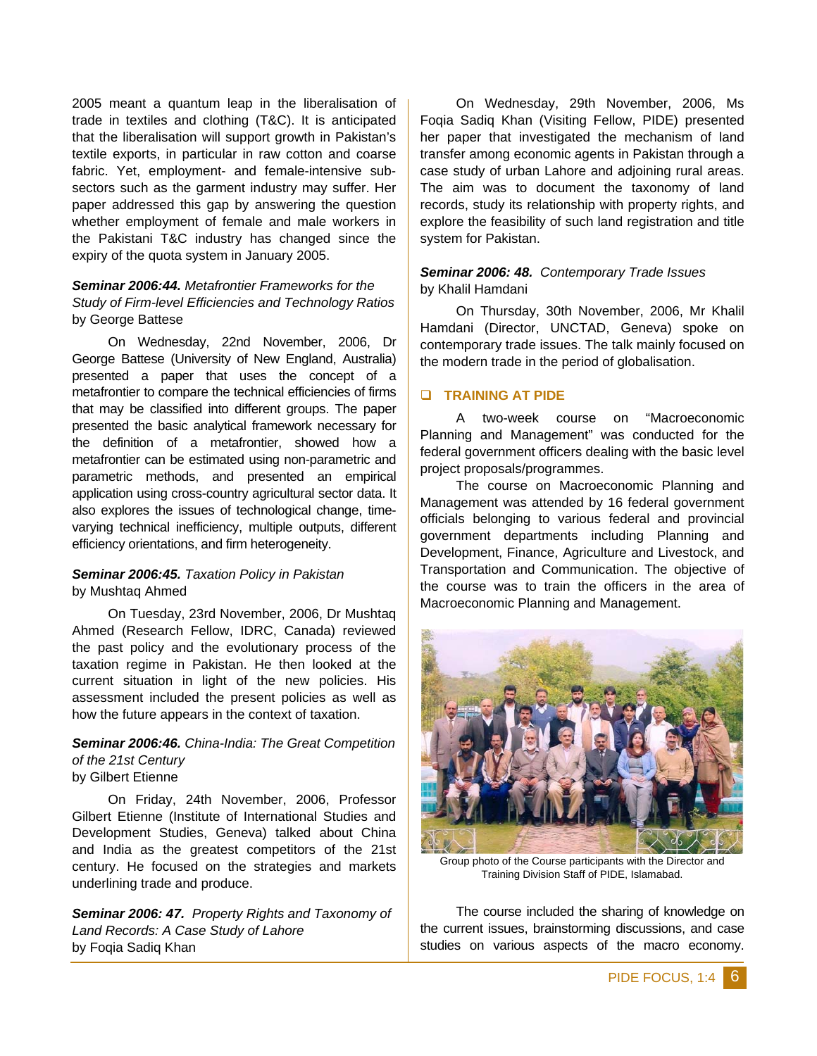2005 meant a quantum leap in the liberalisation of trade in textiles and clothing (T&C). It is anticipated that the liberalisation will support growth in Pakistan's textile exports, in particular in raw cotton and coarse fabric. Yet, employment- and female-intensive sub-sectors such as the garment industry may suffer. Her paper addressed this gap by answering the question whether employment of female and male workers in the Pakistani T&C industry has changed since the expiry of the quota system in January 2005.

***Seminar 2006:44.*** *Metafrontier Frameworks for the Study of Firm-level Efficiencies and Technology Ratios*
by George Battese

On Wednesday, 22nd November, 2006, Dr George Battese (University of New England, Australia) presented a paper that uses the concept of a metafrontier to compare the technical efficiencies of firms that may be classified into different groups. The paper presented the basic analytical framework necessary for the definition of a metafrontier, showed how a metafrontier can be estimated using non-parametric and parametric methods, and presented an empirical application using cross-country agricultural sector data. It also explores the issues of technological change, time-varying technical inefficiency, multiple outputs, different efficiency orientations, and firm heterogeneity.

***Seminar 2006:45.*** *Taxation Policy in Pakistan*
by Mushtaq Ahmed

On Tuesday, 23rd November, 2006, Dr Mushtaq Ahmed (Research Fellow, IDRC, Canada) reviewed the past policy and the evolutionary process of the taxation regime in Pakistan. He then looked at the current situation in light of the new policies. His assessment included the present policies as well as how the future appears in the context of taxation.

***Seminar 2006:46.*** *China-India: The Great Competition of the 21st Century*
by Gilbert Etienne

On Friday, 24th November, 2006, Professor Gilbert Etienne (Institute of International Studies and Development Studies, Geneva) talked about China and India as the greatest competitors of the 21st century. He focused on the strategies and markets underlining trade and produce.

***Seminar 2006: 47.*** *Property Rights and Taxonomy of Land Records: A Case Study of Lahore*
by Foqia Sadiq Khan

On Wednesday, 29th November, 2006, Ms Foqia Sadiq Khan (Visiting Fellow, PIDE) presented her paper that investigated the mechanism of land transfer among economic agents in Pakistan through a case study of urban Lahore and adjoining rural areas. The aim was to document the taxonomy of land records, study its relationship with property rights, and explore the feasibility of such land registration and title system for Pakistan.

***Seminar 2006: 48.*** *Contemporary Trade Issues*
by Khalil Hamdani

On Thursday, 30th November, 2006, Mr Khalil Hamdani (Director, UNCTAD, Geneva) spoke on contemporary trade issues. The talk mainly focused on the modern trade in the period of globalisation.

## TRAINING AT PIDE

A two-week course on "Macroeconomic Planning and Management" was conducted for the federal government officers dealing with the basic level project proposals/programmes.

The course on Macroeconomic Planning and Management was attended by 16 federal government officials belonging to various federal and provincial government departments including Planning and Development, Finance, Agriculture and Livestock, and Transportation and Communication. The objective of the course was to train the officers in the area of Macroeconomic Planning and Management.

Group photo of the Course participants with the Director and Training Division Staff of PIDE, Islamabad.

The course included the sharing of knowledge on the current issues, brainstorming discussions, and case studies on various aspects of the macro economy.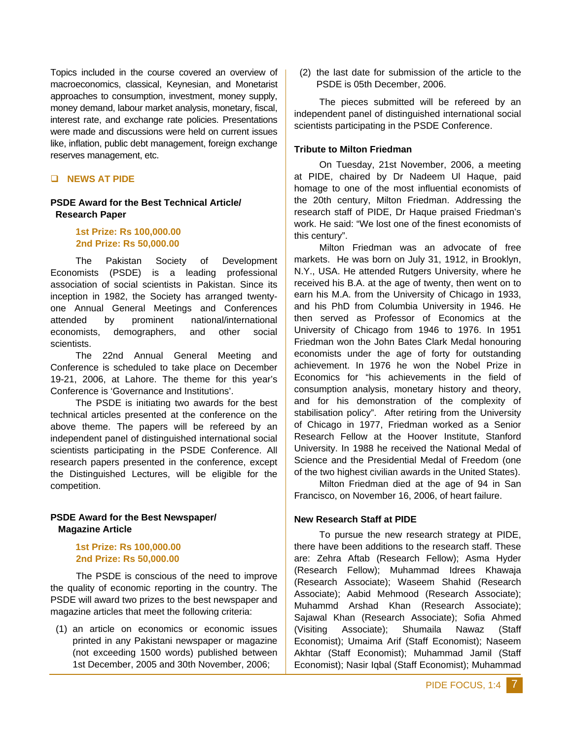Topics included in the course covered an overview of macroeconomics, classical, Keynesian, and Monetarist approaches to consumption, investment, money supply, money demand, labour market analysis, monetary, fiscal, interest rate, and exchange rate policies. Presentations were made and discussions were held on current issues like, inflation, public debt management, foreign exchange reserves management, etc.

## NEWS AT PIDE

### PSDE Award for the Best Technical Article/ Research Paper

**1st Prize: Rs 100,000.00**
**2nd Prize: Rs 50,000.00**

The Pakistan Society of Development Economists (PSDE) is a leading professional association of social scientists in Pakistan. Since its inception in 1982, the Society has arranged twenty-one Annual General Meetings and Conferences attended by prominent national/international economists, demographers, and other social scientists.

The 22nd Annual General Meeting and Conference is scheduled to take place on December 19-21, 2006, at Lahore. The theme for this year's Conference is 'Governance and Institutions'.

The PSDE is initiating two awards for the best technical articles presented at the conference on the above theme. The papers will be refereed by an independent panel of distinguished international social scientists participating in the PSDE Conference. All research papers presented in the conference, except the Distinguished Lectures, will be eligible for the competition.

### PSDE Award for the Best Newspaper/ Magazine Article

**1st Prize: Rs 100,000.00**
**2nd Prize: Rs 50,000.00**

The PSDE is conscious of the need to improve the quality of economic reporting in the country. The PSDE will award two prizes to the best newspaper and magazine articles that meet the following criteria:

(1) an article on economics or economic issues printed in any Pakistani newspaper or magazine (not exceeding 1500 words) published between 1st December, 2005 and 30th November, 2006;

(2) the last date for submission of the article to the PSDE is 05th December, 2006.

The pieces submitted will be refereed by an independent panel of distinguished international social scientists participating in the PSDE Conference.

### Tribute to Milton Friedman

On Tuesday, 21st November, 2006, a meeting at PIDE, chaired by Dr Nadeem Ul Haque, paid homage to one of the most influential economists of the 20th century, Milton Friedman. Addressing the research staff of PIDE, Dr Haque praised Friedman's work. He said: "We lost one of the finest economists of this century".

Milton Friedman was an advocate of free markets. He was born on July 31, 1912, in Brooklyn, N.Y., USA. He attended Rutgers University, where he received his B.A. at the age of twenty, then went on to earn his M.A. from the University of Chicago in 1933, and his PhD from Columbia University in 1946. He then served as Professor of Economics at the University of Chicago from 1946 to 1976. In 1951 Friedman won the John Bates Clark Medal honouring economists under the age of forty for outstanding achievement. In 1976 he won the Nobel Prize in Economics for "his achievements in the field of consumption analysis, monetary history and theory, and for his demonstration of the complexity of stabilisation policy". After retiring from the University of Chicago in 1977, Friedman worked as a Senior Research Fellow at the Hoover Institute, Stanford University. In 1988 he received the National Medal of Science and the Presidential Medal of Freedom (one of the two highest civilian awards in the United States).

Milton Friedman died at the age of 94 in San Francisco, on November 16, 2006, of heart failure.

### New Research Staff at PIDE

To pursue the new research strategy at PIDE, there have been additions to the research staff. These are: Zehra Aftab (Research Fellow); Asma Hyder (Research Fellow); Muhammad Idrees Khawaja (Research Associate); Waseem Shahid (Research Associate); Aabid Mehmood (Research Associate); Muhammd Arshad Khan (Research Associate); Sajawal Khan (Research Associate); Sofia Ahmed (Visiting Associate); Shumaila Nawaz (Staff Economist); Umaima Arif (Staff Economist); Naseem Akhtar (Staff Economist); Muhammad Jamil (Staff Economist); Nasir Iqbal (Staff Economist); Muhammad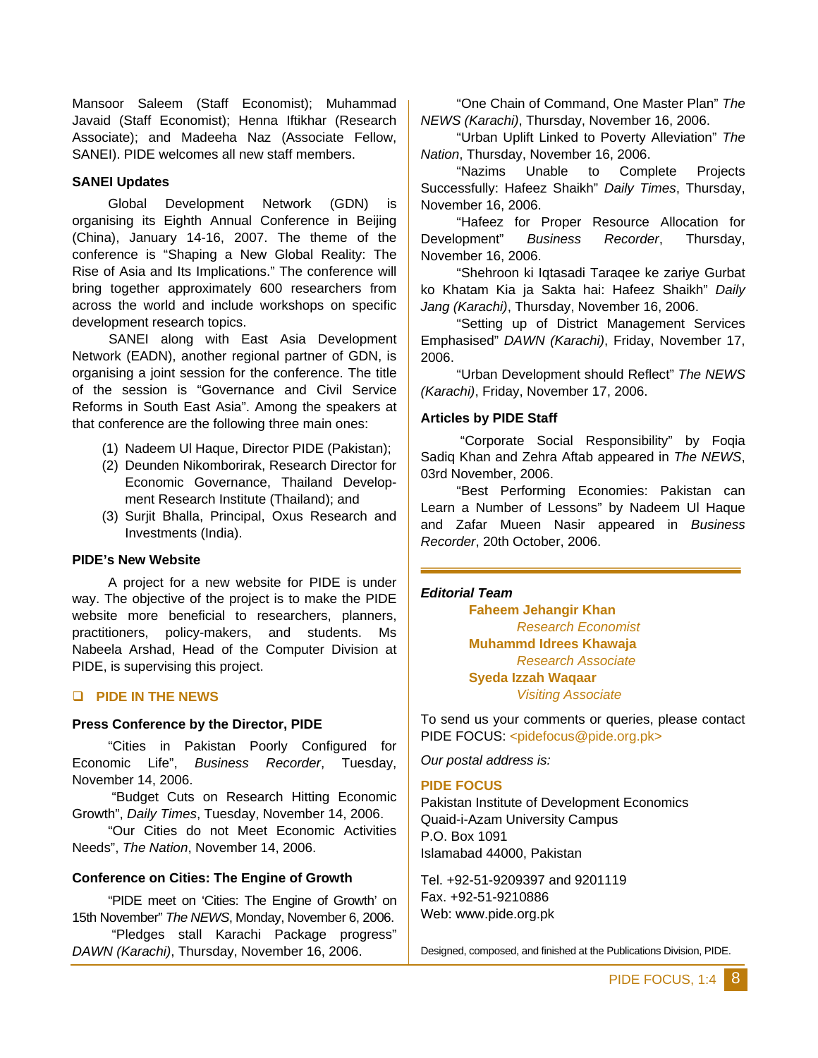Mansoor Saleem (Staff Economist); Muhammad Javaid (Staff Economist); Henna Iftikhar (Research Associate); and Madeeha Naz (Associate Fellow, SANEI). PIDE welcomes all new staff members.

### SANEI Updates

Global Development Network (GDN) is organising its Eighth Annual Conference in Beijing (China), January 14-16, 2007. The theme of the conference is "Shaping a New Global Reality: The Rise of Asia and Its Implications." The conference will bring together approximately 600 researchers from across the world and include workshops on specific development research topics.

SANEI along with East Asia Development Network (EADN), another regional partner of GDN, is organising a joint session for the conference. The title of the session is "Governance and Civil Service Reforms in South East Asia". Among the speakers at that conference are the following three main ones:

(1) Nadeem Ul Haque, Director PIDE (Pakistan);
(2) Deunden Nikomborirak, Research Director for Economic Governance, Thailand Development Research Institute (Thailand); and
(3) Surjit Bhalla, Principal, Oxus Research and Investments (India).

### PIDE's New Website

A project for a new website for PIDE is under way. The objective of the project is to make the PIDE website more beneficial to researchers, planners, practitioners, policy-makers, and students. Ms Nabeela Arshad, Head of the Computer Division at PIDE, is supervising this project.

## ❑ PIDE IN THE NEWS

### Press Conference by the Director, PIDE

"Cities in Pakistan Poorly Configured for Economic Life", *Business Recorder*, Tuesday, November 14, 2006.

"Budget Cuts on Research Hitting Economic Growth", *Daily Times*, Tuesday, November 14, 2006.

"Our Cities do not Meet Economic Activities Needs", *The Nation*, November 14, 2006.

### Conference on Cities: The Engine of Growth

"PIDE meet on 'Cities: The Engine of Growth' on 15th November" *The NEWS*, Monday, November 6, 2006.

"Pledges stall Karachi Package progress" *DAWN (Karachi)*, Thursday, November 16, 2006.

"One Chain of Command, One Master Plan" *The NEWS (Karachi)*, Thursday, November 16, 2006.

"Urban Uplift Linked to Poverty Alleviation" *The Nation*, Thursday, November 16, 2006.

"Nazims Unable to Complete Projects Successfully: Hafeez Shaikh" *Daily Times*, Thursday, November 16, 2006.

"Hafeez for Proper Resource Allocation for Development" *Business Recorder*, Thursday, November 16, 2006.

"Shehroon ki Iqtasadi Taraqee ke zariye Gurbat ko Khatam Kia ja Sakta hai: Hafeez Shaikh" *Daily Jang (Karachi)*, Thursday, November 16, 2006.

"Setting up of District Management Services Emphasised" *DAWN (Karachi)*, Friday, November 17, 2006.

"Urban Development should Reflect" *The NEWS (Karachi)*, Friday, November 17, 2006.

### Articles by PIDE Staff

"Corporate Social Responsibility" by Foqia Sadiq Khan and Zehra Aftab appeared in *The NEWS*, 03rd November, 2006.

"Best Performing Economies: Pakistan can Learn a Number of Lessons" by Nadeem Ul Haque and Zafar Mueen Nasir appeared in *Business Recorder*, 20th October, 2006.

---

***Editorial Team***

**Faheem Jehangir Khan**
*Research Economist*
**Muhammd Idrees Khawaja**
*Research Associate*
**Syeda Izzah Waqaar**
*Visiting Associate*

To send us your comments or queries, please contact PIDE FOCUS: <pidefocus@pide.org.pk>

*Our postal address is:*

**PIDE FOCUS**
Pakistan Institute of Development Economics
Quaid-i-Azam University Campus
P.O. Box 1091
Islamabad 44000, Pakistan

Tel. +92-51-9209397 and 9201119
Fax. +92-51-9210886
Web: www.pide.org.pk

Designed, composed, and finished at the Publications Division, PIDE.